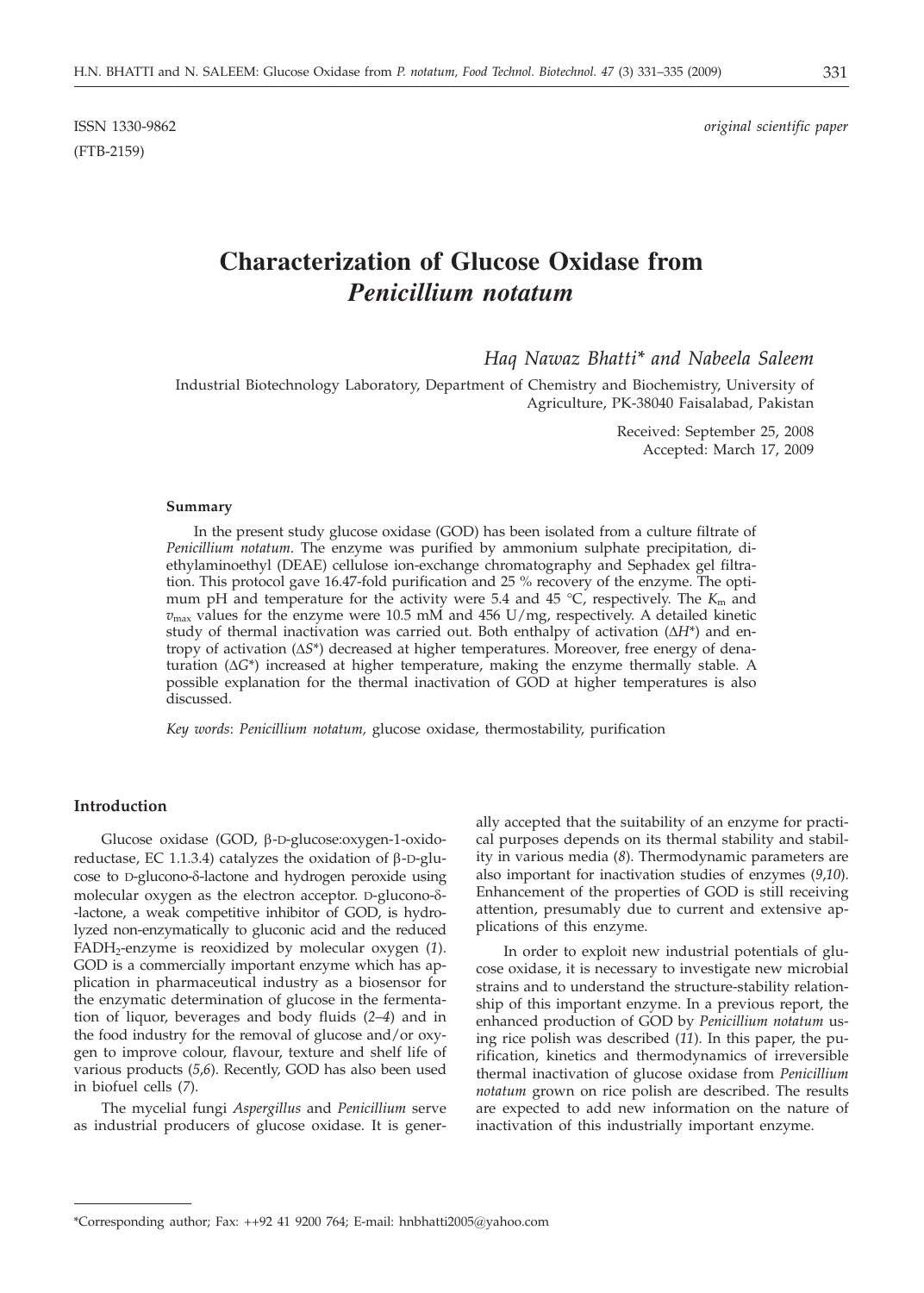ISSN 1330-9862 *original scientific paper*

(FTB-2159)

# Characterization of Glucose Oxidase from *Penicillium notatum*

*Haq Nawaz Bhatti\* and Nabeela Saleem*

Industrial Biotechnology Laboratory, Department of Chemistry and Biochemistry, University of Agriculture, PK-38040 Faisalabad, Pakistan

Received: September 25, 2008
Accepted: March 17, 2009

#### Summary

In the present study glucose oxidase (GOD) has been isolated from a culture filtrate of *Penicillium notatum*. The enzyme was purified by ammonium sulphate precipitation, diethylaminoethyl (DEAE) cellulose ion-exchange chromatography and Sephadex gel filtration. This protocol gave 16.47-fold purification and 25 % recovery of the enzyme. The optimum pH and temperature for the activity were 5.4 and 45 °C, respectively. The $K_m$ and $v_{max}$ values for the enzyme were 10.5 mM and 456 U/mg, respectively. A detailed kinetic study of thermal inactivation was carried out. Both enthalpy of activation ($\Delta H^*$) and entropy of activation ($\Delta S^*$) decreased at higher temperatures. Moreover, free energy of denaturation ($\Delta G^*$) increased at higher temperature, making the enzyme thermally stable. A possible explanation for the thermal inactivation of GOD at higher temperatures is also discussed.

*Key words*: *Penicillium notatum*, glucose oxidase, thermostability, purification

#### Introduction

Glucose oxidase (GOD, β-D-glucose:oxygen-1-oxidoreductase, EC 1.1.3.4) catalyzes the oxidation of β-D-glucose to D-glucono-δ-lactone and hydrogen peroxide using molecular oxygen as the electron acceptor. D-glucono-δ-lactone, a weak competitive inhibitor of GOD, is hydrolyzed non-enzymatically to gluconic acid and the reduced $FADH_2$-enzyme is reoxidized by molecular oxygen (*1*). GOD is a commercially important enzyme which has application in pharmaceutical industry as a biosensor for the enzymatic determination of glucose in the fermentation of liquor, beverages and body fluids (*2–4*) and in the food industry for the removal of glucose and/or oxygen to improve colour, flavour, texture and shelf life of various products (*5,6*). Recently, GOD has also been used in biofuel cells (*7*).

The mycelial fungi *Aspergillus* and *Penicillium* serve as industrial producers of glucose oxidase. It is generally accepted that the suitability of an enzyme for practical purposes depends on its thermal stability and stability in various media (*8*). Thermodynamic parameters are also important for inactivation studies of enzymes (*9,10*). Enhancement of the properties of GOD is still receiving attention, presumably due to current and extensive applications of this enzyme.

In order to exploit new industrial potentials of glucose oxidase, it is necessary to investigate new microbial strains and to understand the structure-stability relationship of this important enzyme. In a previous report, the enhanced production of GOD by *Penicillium notatum* using rice polish was described (*11*). In this paper, the purification, kinetics and thermodynamics of irreversible thermal inactivation of glucose oxidase from *Penicillium notatum* grown on rice polish are described. The results are expected to add new information on the nature of inactivation of this industrially important enzyme.

\*Corresponding author; Fax: ++92 41 9200 764; E-mail: hnbhatti2005@yahoo.com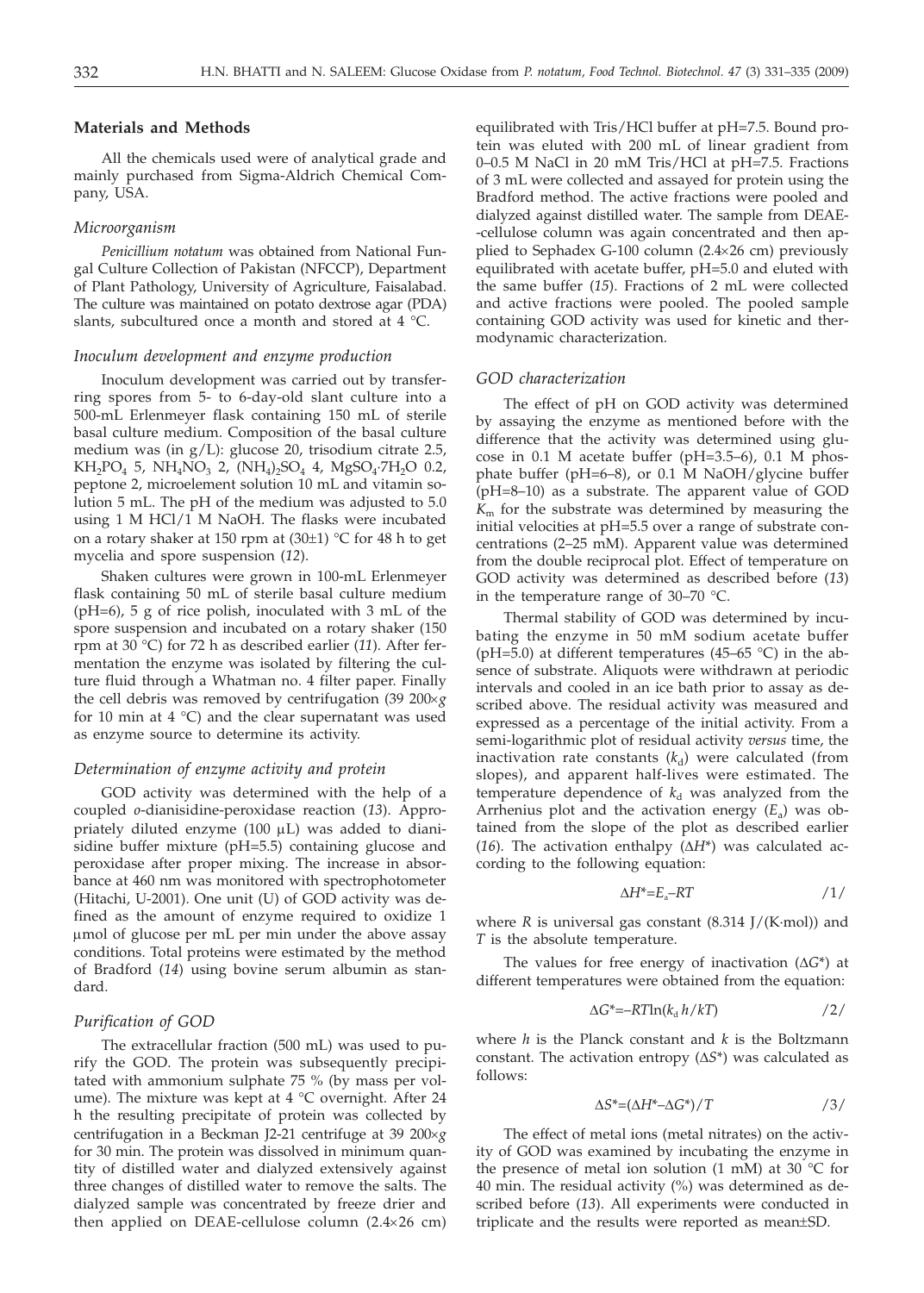## Materials and Methods

All the chemicals used were of analytical grade and mainly purchased from Sigma-Aldrich Chemical Company, USA.

### Microorganism

*Penicillium notatum* was obtained from National Fungal Culture Collection of Pakistan (NFCCP), Department of Plant Pathology, University of Agriculture, Faisalabad. The culture was maintained on potato dextrose agar (PDA) slants, subcultured once a month and stored at 4 °C.

### Inoculum development and enzyme production

Inoculum development was carried out by transferring spores from 5- to 6-day-old slant culture into a 500-mL Erlenmeyer flask containing 150 mL of sterile basal culture medium. Composition of the basal culture medium was (in g/L): glucose 20, trisodium citrate 2.5, $KH_2PO_4$ 5, $NH_4NO_3$ 2, $(NH_4)_2SO_4$ 4, $MgSO_4{\cdot}7H_2O$ 0.2, peptone 2, microelement solution 10 mL and vitamin solution 5 mL. The pH of the medium was adjusted to 5.0 using 1 M HCl/1 M NaOH. The flasks were incubated on a rotary shaker at 150 rpm at (30±1) °C for 48 h to get mycelia and spore suspension (*12*).

Shaken cultures were grown in 100-mL Erlenmeyer flask containing 50 mL of sterile basal culture medium (pH=6), 5 g of rice polish, inoculated with 3 mL of the spore suspension and incubated on a rotary shaker (150 rpm at 30 °C) for 72 h as described earlier (*11*). After fermentation the enzyme was isolated by filtering the culture fluid through a Whatman no. 4 filter paper. Finally the cell debris was removed by centrifugation (39 200×*g* for 10 min at 4 °C) and the clear supernatant was used as enzyme source to determine its activity.

### Determination of enzyme activity and protein

GOD activity was determined with the help of a coupled *o*-dianisidine-peroxidase reaction (*13*). Appropriately diluted enzyme (100 μL) was added to dianisidine buffer mixture (pH=5.5) containing glucose and peroxidase after proper mixing. The increase in absorbance at 460 nm was monitored with spectrophotometer (Hitachi, U-2001). One unit (U) of GOD activity was defined as the amount of enzyme required to oxidize 1 μmol of glucose per mL per min under the above assay conditions. Total proteins were estimated by the method of Bradford (*14*) using bovine serum albumin as standard.

### Purification of GOD

The extracellular fraction (500 mL) was used to purify the GOD. The protein was subsequently precipitated with ammonium sulphate 75 % (by mass per volume). The mixture was kept at 4 °C overnight. After 24 h the resulting precipitate of protein was collected by centrifugation in a Beckman J2-21 centrifuge at 39 200×*g* for 30 min. The protein was dissolved in minimum quantity of distilled water and dialyzed extensively against three changes of distilled water to remove the salts. The dialyzed sample was concentrated by freeze drier and then applied on DEAE-cellulose column (2.4×26 cm) equilibrated with Tris/HCl buffer at pH=7.5. Bound protein was eluted with 200 mL of linear gradient from 0–0.5 M NaCl in 20 mM Tris/HCl at pH=7.5. Fractions of 3 mL were collected and assayed for protein using the Bradford method. The active fractions were pooled and dialyzed against distilled water. The sample from DEAE-cellulose column was again concentrated and then applied to Sephadex G-100 column (2.4×26 cm) previously equilibrated with acetate buffer, pH=5.0 and eluted with the same buffer (*15*). Fractions of 2 mL were collected and active fractions were pooled. The pooled sample containing GOD activity was used for kinetic and thermodynamic characterization.

### GOD characterization

The effect of pH on GOD activity was determined by assaying the enzyme as mentioned before with the difference that the activity was determined using glucose in 0.1 M acetate buffer (pH=3.5–6), 0.1 M phosphate buffer (pH=6–8), or 0.1 M NaOH/glycine buffer (pH=8–10) as a substrate. The apparent value of GOD $K_m$ for the substrate was determined by measuring the initial velocities at pH=5.5 over a range of substrate concentrations (2–25 mM). Apparent value was determined from the double reciprocal plot. Effect of temperature on GOD activity was determined as described before (*13*) in the temperature range of 30–70 °C.

Thermal stability of GOD was determined by incubating the enzyme in 50 mM sodium acetate buffer (pH=5.0) at different temperatures (45–65 °C) in the absence of substrate. Aliquots were withdrawn at periodic intervals and cooled in an ice bath prior to assay as described above. The residual activity was measured and expressed as a percentage of the initial activity. From a semi-logarithmic plot of residual activity *versus* time, the inactivation rate constants ($k_d$) were calculated (from slopes), and apparent half-lives were estimated. The temperature dependence of $k_d$ was analyzed from the Arrhenius plot and the activation energy ($E_a$) was obtained from the slope of the plot as described earlier (*16*). The activation enthalpy ($\Delta H^*$) was calculated according to the following equation:

$$\Delta H^* = E_a - RT \qquad /1/$$

where $R$ is universal gas constant (8.314 J/(K·mol)) and $T$ is the absolute temperature.

The values for free energy of inactivation ($\Delta G^*$) at different temperatures were obtained from the equation:

$$\Delta G^* = -RT\ln(k_d\, h/kT) \qquad /2/$$

where $h$ is the Planck constant and $k$ is the Boltzmann constant. The activation entropy ($\Delta S^*$) was calculated as follows:

$$\Delta S^* = (\Delta H^* - \Delta G^*)/T \qquad /3/$$

The effect of metal ions (metal nitrates) on the activity of GOD was examined by incubating the enzyme in the presence of metal ion solution (1 mM) at 30 °C for 40 min. The residual activity (%) was determined as described before (*13*). All experiments were conducted in triplicate and the results were reported as mean±SD.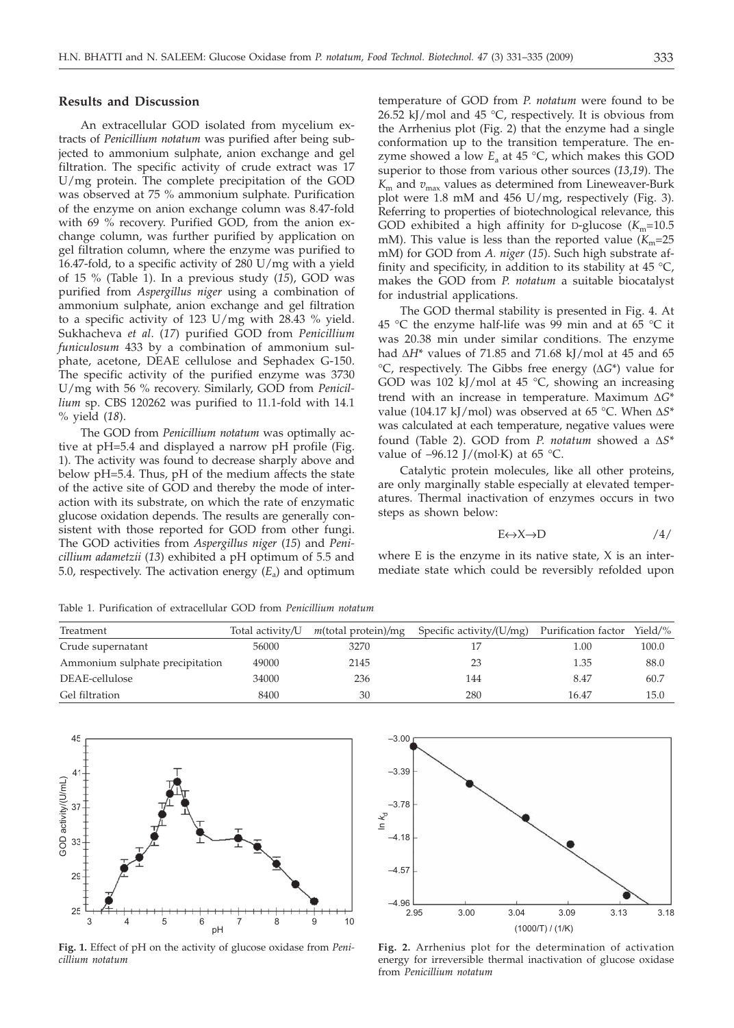## Results and Discussion

An extracellular GOD isolated from mycelium extracts of *Penicillium notatum* was purified after being subjected to ammonium sulphate, anion exchange and gel filtration. The specific activity of crude extract was 17 U/mg protein. The complete precipitation of the GOD was observed at 75 % ammonium sulphate. Purification of the enzyme on anion exchange column was 8.47-fold with 69 % recovery. Purified GOD, from the anion exchange column, was further purified by application on gel filtration column, where the enzyme was purified to 16.47-fold, to a specific activity of 280 U/mg with a yield of 15 % (Table 1). In a previous study (*15*), GOD was purified from *Aspergillus niger* using a combination of ammonium sulphate, anion exchange and gel filtration to a specific activity of 123 U/mg with 28.43 % yield. Sukhacheva *et al*. (*17*) purified GOD from *Penicillium funiculosum* 433 by a combination of ammonium sulphate, acetone, DEAE cellulose and Sephadex G-150. The specific activity of the purified enzyme was 3730 U/mg with 56 % recovery. Similarly, GOD from *Penicillium* sp. CBS 120262 was purified to 11.1-fold with 14.1 % yield (*18*).

The GOD from *Penicillium notatum* was optimally active at pH=5.4 and displayed a narrow pH profile (Fig. 1). The activity was found to decrease sharply above and below pH=5.4. Thus, pH of the medium affects the state of the active site of GOD and thereby the mode of interaction with its substrate, on which the rate of enzymatic glucose oxidation depends. The results are generally consistent with those reported for GOD from other fungi. The GOD activities from *Aspergillus niger* (*15*) and *Penicillium adametzii* (*13*) exhibited a pH optimum of 5.5 and 5.0, respectively. The activation energy ($E_a$) and optimum temperature of GOD from *P. notatum* were found to be 26.52 kJ/mol and 45 °C, respectively. It is obvious from the Arrhenius plot (Fig. 2) that the enzyme had a single conformation up to the transition temperature. The enzyme showed a low $E_a$ at 45 °C, which makes this GOD superior to those from various other sources (*13*,*19*). The $K_m$ and $v_{max}$ values as determined from Lineweaver-Burk plot were 1.8 mM and 456 U/mg, respectively (Fig. 3). Referring to properties of biotechnological relevance, this GOD exhibited a high affinity for D-glucose ($K_m$=10.5 mM). This value is less than the reported value ($K_m$=25 mM) for GOD from *A. niger* (*15*). Such high substrate affinity and specificity, in addition to its stability at 45 °C, makes the GOD from *P. notatum* a suitable biocatalyst for industrial applications.

The GOD thermal stability is presented in Fig. 4. At 45 °C the enzyme half-life was 99 min and at 65 °C it was 20.38 min under similar conditions. The enzyme had $\Delta H^*$ values of 71.85 and 71.68 kJ/mol at 45 and 65 °C, respectively. The Gibbs free energy ($\Delta G^*$) value for GOD was 102 kJ/mol at 45 °C, showing an increasing trend with an increase in temperature. Maximum $\Delta G^*$ value (104.17 kJ/mol) was observed at 65 °C. When $\Delta S^*$ was calculated at each temperature, negative values were found (Table 2). GOD from *P. notatum* showed a $\Delta S^*$ value of –96.12 J/(mol·K) at 65 °C.

Catalytic protein molecules, like all other proteins, are only marginally stable especially at elevated temperatures. Thermal inactivation of enzymes occurs in two steps as shown below:

$$E \leftrightarrow X \rightarrow D \qquad /4/$$

where E is the enzyme in its native state, X is an intermediate state which could be reversibly refolded upon

Table 1. Purification of extracellular GOD from *Penicillium notatum*

| Treatment | Total activity/U | m(total protein)/mg | Specific activity/(U/mg) | Purification factor | Yield/% |
|---|---|---|---|---|---|
| Crude supernatant | 56000 | 3270 | 17 | 1.00 | 100.0 |
| Ammonium sulphate precipitation | 49000 | 2145 | 23 | 1.35 | 88.0 |
| DEAE-cellulose | 34000 | 236 | 144 | 8.47 | 60.7 |
| Gel filtration | 8400 | 30 | 280 | 16.47 | 15.0 |

**Fig. 1.** Effect of pH on the activity of glucose oxidase from *Penicillium notatum*

**Fig. 2.** Arrhenius plot for the determination of activation energy for irreversible thermal inactivation of glucose oxidase from *Penicillium notatum*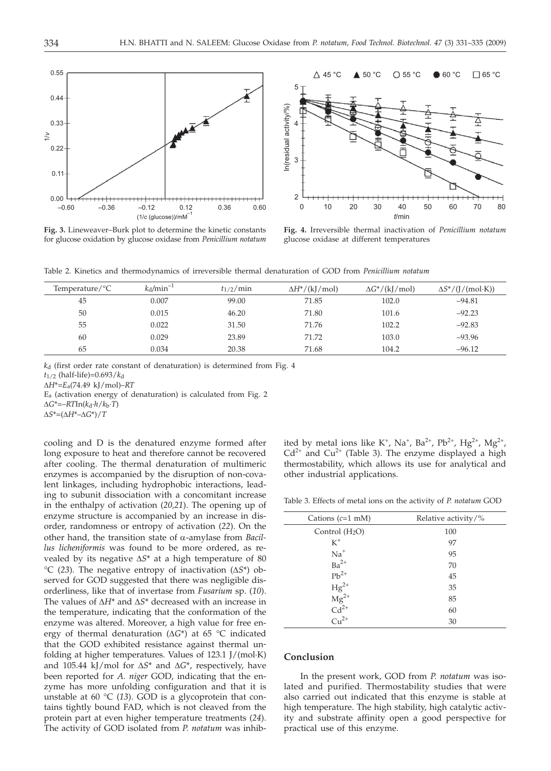**Fig. 3.** Lineweaver–Burk plot to determine the kinetic constants for glucose oxidation by glucose oxidase from *Penicillium notatum*

**Fig. 4.** Irreversible thermal inactivation of *Penicillium notatum* glucose oxidase at different temperatures

Table 2. Kinetics and thermodynamics of irreversible thermal denaturation of GOD from *Penicillium notatum*

| Temperature/°C | $k_d$/min$^{-1}$ | $t_{1/2}$/min | $\Delta H^*$/(kJ/mol) | $\Delta G^*$/(kJ/mol) | $\Delta S^*$/(J/(mol·K)) |
|---|---|---|---|---|---|
| 45 | 0.007 | 99.00 | 71.85 | 102.0 | –94.81 |
| 50 | 0.015 | 46.20 | 71.80 | 101.6 | –92.23 |
| 55 | 0.022 | 31.50 | 71.76 | 102.2 | –92.83 |
| 60 | 0.029 | 23.89 | 71.72 | 103.0 | –93.96 |
| 65 | 0.034 | 20.38 | 71.68 | 104.2 | –96.12 |

$k_d$ (first order rate constant of denaturation) is determined from Fig. 4

$t_{1/2}$ (half-life)=$0.693/k_d$

$\Delta H^*=E_a(74.49\ \text{kJ/mol})-RT$

$E_a$ (activation energy of denaturation) is calculated from Fig. 2

$\Delta G^*=-RT\ln(k_d \cdot h/k_b \cdot T)$

$\Delta S^*=(\Delta H^*-\Delta G^*)/T$

cooling and D is the denatured enzyme formed after long exposure to heat and therefore cannot be recovered after cooling. The thermal denaturation of multimeric enzymes is accompanied by the disruption of non-covalent linkages, including hydrophobic interactions, leading to subunit dissociation with a concomitant increase in the enthalpy of activation (*20,21*). The opening up of enzyme structure is accompanied by an increase in disorder, randomness or entropy of activation (*22*). On the other hand, the transition state of α-amylase from *Bacillus licheniformis* was found to be more ordered, as revealed by its negative $\Delta S^*$ at a high temperature of 80 °C (*23*). The negative entropy of inactivation ($\Delta S^*$) observed for GOD suggested that there was negligible disorderliness, like that of invertase from *Fusarium* sp. (*10*). The values of $\Delta H^*$ and $\Delta S^*$ decreased with an increase in the temperature, indicating that the conformation of the enzyme was altered. Moreover, a high value for free energy of thermal denaturation ($\Delta G^*$) at 65 °C indicated that the GOD exhibited resistance against thermal unfolding at higher temperatures. Values of 123.1 J/(mol·K) and 105.44 kJ/mol for $\Delta S^*$ and $\Delta G^*$, respectively, have been reported for *A. niger* GOD, indicating that the enzyme has more unfolding configuration and that it is unstable at 60 °C (*13*). GOD is a glycoprotein that contains tightly bound FAD, which is not cleaved from the protein part at even higher temperature treatments (*24*). The activity of GOD isolated from *P. notatum* was inhibited by metal ions like $K^+$, $Na^+$, $Ba^{2+}$, $Pb^{2+}$, $Hg^{2+}$, $Mg^{2+}$, $Cd^{2+}$ and $Cu^{2+}$ (Table 3). The enzyme displayed a high thermostability, which allows its use for analytical and other industrial applications.

Table 3. Effects of metal ions on the activity of *P. notatum* GOD

| Cations ($c$=1 mM) | Relative activity/% |
|---|---|
| Control ($H_2O$) | 100 |
| $K^+$ | 97 |
| $Na^+$ | 95 |
| $Ba^{2+}$ | 70 |
| $Pb^{2+}$ | 45 |
| $Hg^{2+}$ | 35 |
| $Mg^{2+}$ | 85 |
| $Cd^{2+}$ | 60 |
| $Cu^{2+}$ | 30 |

## Conclusion

In the present work, GOD from *P. notatum* was isolated and purified. Thermostability studies that were also carried out indicated that this enzyme is stable at high temperature. The high stability, high catalytic activity and substrate affinity open a good perspective for practical use of this enzyme.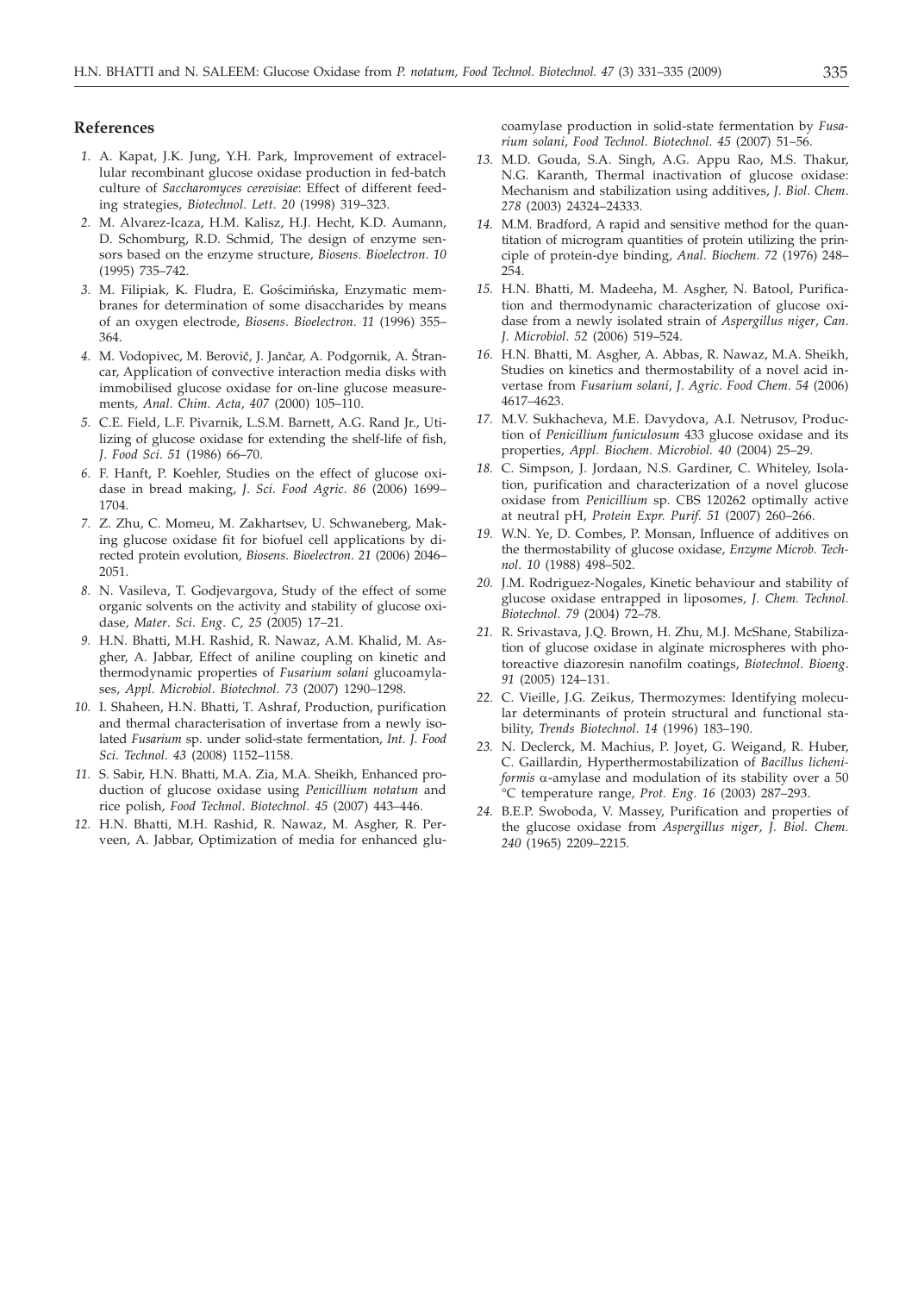## References

1. A. Kapat, J.K. Jung, Y.H. Park, Improvement of extracellular recombinant glucose oxidase production in fed-batch culture of *Saccharomyces cerevisiae*: Effect of different feeding strategies, *Biotechnol. Lett. 20* (1998) 319–323.
2. M. Alvarez-Icaza, H.M. Kalisz, H.J. Hecht, K.D. Aumann, D. Schomburg, R.D. Schmid, The design of enzyme sensors based on the enzyme structure, *Biosens. Bioelectron. 10* (1995) 735–742.
3. M. Filipiak, K. Fludra, E. Gościmińska, Enzymatic membranes for determination of some disaccharides by means of an oxygen electrode, *Biosens. Bioelectron. 11* (1996) 355–364.
4. M. Vodopivec, M. Berovič, J. Jančar, A. Podgornik, A. Štrancar, Application of convective interaction media disks with immobilised glucose oxidase for on-line glucose measurements, *Anal. Chim. Acta*, *407* (2000) 105–110.
5. C.E. Field, L.F. Pivarnik, L.S.M. Barnett, A.G. Rand Jr., Utilizing of glucose oxidase for extending the shelf-life of fish, *J. Food Sci. 51* (1986) 66–70.
6. F. Hanft, P. Koehler, Studies on the effect of glucose oxidase in bread making, *J. Sci. Food Agric. 86* (2006) 1699–1704.
7. Z. Zhu, C. Momeu, M. Zakhartsev, U. Schwaneberg, Making glucose oxidase fit for biofuel cell applications by directed protein evolution, *Biosens. Bioelectron. 21* (2006) 2046–2051.
8. N. Vasileva, T. Godjevargova, Study of the effect of some organic solvents on the activity and stability of glucose oxidase, *Mater. Sci. Eng. C*, *25* (2005) 17–21.
9. H.N. Bhatti, M.H. Rashid, R. Nawaz, A.M. Khalid, M. Asgher, A. Jabbar, Effect of aniline coupling on kinetic and thermodynamic properties of *Fusarium solani* glucoamylases, *Appl. Microbiol. Biotechnol. 73* (2007) 1290–1298.
10. I. Shaheen, H.N. Bhatti, T. Ashraf, Production, purification and thermal characterisation of invertase from a newly isolated *Fusarium* sp. under solid-state fermentation, *Int. J. Food Sci. Technol. 43* (2008) 1152–1158.
11. S. Sabir, H.N. Bhatti, M.A. Zia, M.A. Sheikh, Enhanced production of glucose oxidase using *Penicillium notatum* and rice polish, *Food Technol. Biotechnol. 45* (2007) 443–446.
12. H.N. Bhatti, M.H. Rashid, R. Nawaz, M. Asgher, R. Perveen, A. Jabbar, Optimization of media for enhanced glucoamylase production in solid-state fermentation by *Fusarium solani*, *Food Technol. Biotechnol. 45* (2007) 51–56.
13. M.D. Gouda, S.A. Singh, A.G. Appu Rao, M.S. Thakur, N.G. Karanth, Thermal inactivation of glucose oxidase: Mechanism and stabilization using additives, *J. Biol. Chem. 278* (2003) 24324–24333.
14. M.M. Bradford, A rapid and sensitive method for the quantitation of microgram quantities of protein utilizing the principle of protein-dye binding, *Anal. Biochem. 72* (1976) 248–254.
15. H.N. Bhatti, M. Madeeha, M. Asgher, N. Batool, Purification and thermodynamic characterization of glucose oxidase from a newly isolated strain of *Aspergillus niger*, *Can. J. Microbiol. 52* (2006) 519–524.
16. H.N. Bhatti, M. Asgher, A. Abbas, R. Nawaz, M.A. Sheikh, Studies on kinetics and thermostability of a novel acid invertase from *Fusarium solani*, *J. Agric. Food Chem. 54* (2006) 4617–4623.
17. M.V. Sukhacheva, M.E. Davydova, A.I. Netrusov, Production of *Penicillium funiculosum* 433 glucose oxidase and its properties, *Appl. Biochem. Microbiol. 40* (2004) 25–29.
18. C. Simpson, J. Jordaan, N.S. Gardiner, C. Whiteley, Isolation, purification and characterization of a novel glucose oxidase from *Penicillium* sp. CBS 120262 optimally active at neutral pH, *Protein Expr. Purif. 51* (2007) 260–266.
19. W.N. Ye, D. Combes, P. Monsan, Influence of additives on the thermostability of glucose oxidase, *Enzyme Microb. Technol. 10* (1988) 498–502.
20. J.M. Rodriguez-Nogales, Kinetic behaviour and stability of glucose oxidase entrapped in liposomes, *J. Chem. Technol. Biotechnol. 79* (2004) 72–78.
21. R. Srivastava, J.Q. Brown, H. Zhu, M.J. McShane, Stabilization of glucose oxidase in alginate microspheres with photoreactive diazoresin nanofilm coatings, *Biotechnol. Bioeng. 91* (2005) 124–131.
22. C. Vieille, J.G. Zeikus, Thermozymes: Identifying molecular determinants of protein structural and functional stability, *Trends Biotechnol. 14* (1996) 183–190.
23. N. Declerck, M. Machius, P. Joyet, G. Weigand, R. Huber, C. Gaillardin, Hyperthermostabilization of *Bacillus licheniformis* α-amylase and modulation of its stability over a 50 °C temperature range, *Prot. Eng. 16* (2003) 287–293.
24. B.E.P. Swoboda, V. Massey, Purification and properties of the glucose oxidase from *Aspergillus niger*, *J. Biol. Chem. 240* (1965) 2209–2215.